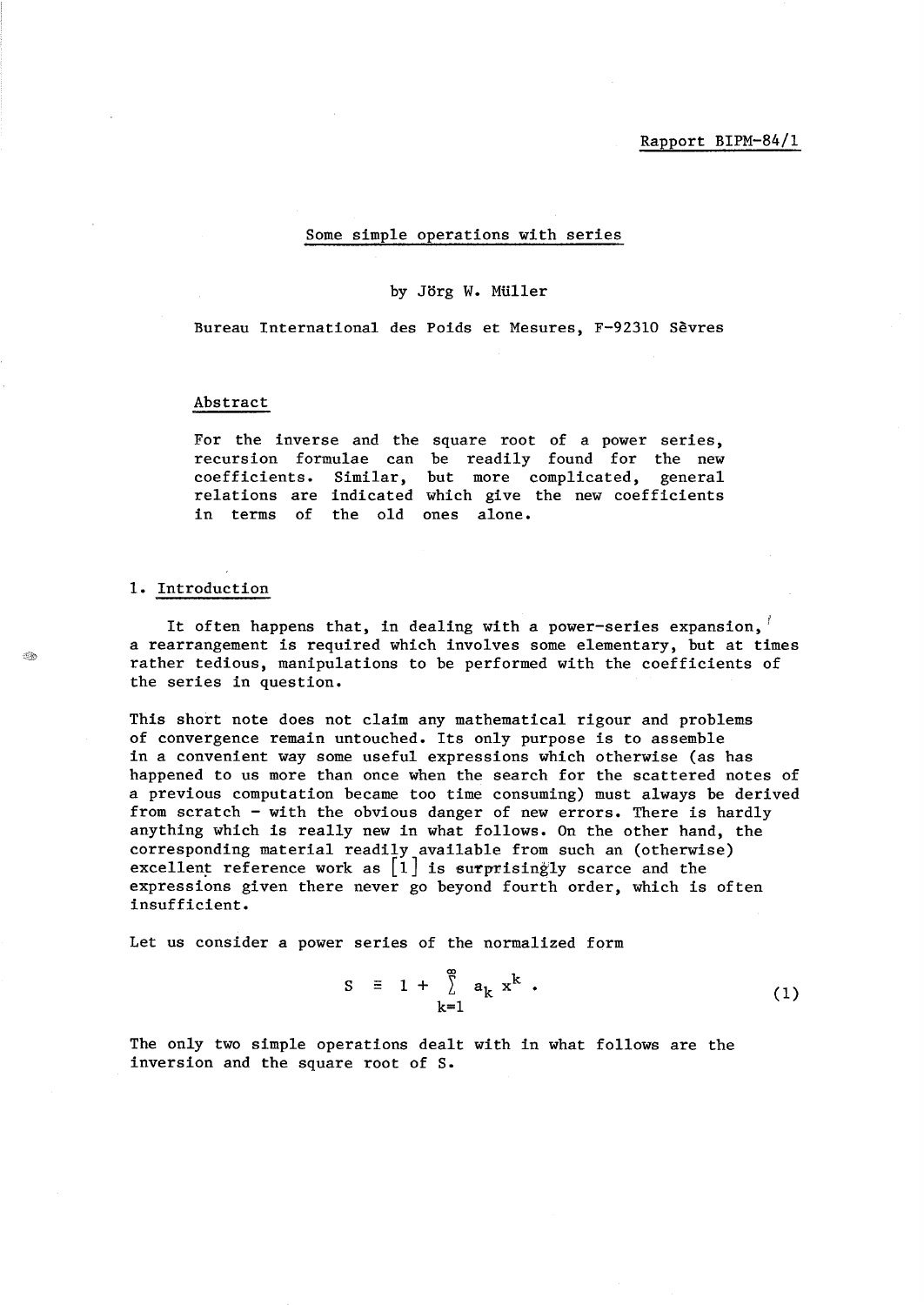Rapport BIPM-84/1

# Some simple operations with series

by Jörg W. Müller

Bureau International des Poids et Mesures, F-92310 Sèvres

## Abstract

For the inverse and the square root of a power series, recursion formulae can be readily found for the new coefficients. Similar, but more complicated, general relations are indicated which give the new coefficients in terms of the old ones alone.

## 1. Introduction

It often happens that, in dealing with a power-series expansion, a rearrangement is required which involves some elementary, but at times rather tedious, manipulations to be performed with the coefficients of the series in question.

This short note does not claim any mathematical rigour and problems of convergence remain untouched. Its only purpose is to assemble in a convenient way some useful expressions which otherwise (as has happened to us more than once when the search for the scattered notes of a previous computation became too time consuming) must always be derived from scratch - with the obvious danger of new errors. There is hardly anything which is really new in what follows. On the other hand, the corresponding material readily available from such an (otherwise) excellent reference work as [1] is surprisingly scarce and the expressions given there never go beyond fourth order, which is often insufficient.

Let us consider a power series of the normalized form

$$S \equiv 1 + \sum_{k=1}^{\infty} a_k x^k . \tag{1}$$

The only two simple operations dealt with in what follows are the inversion and the square root of S.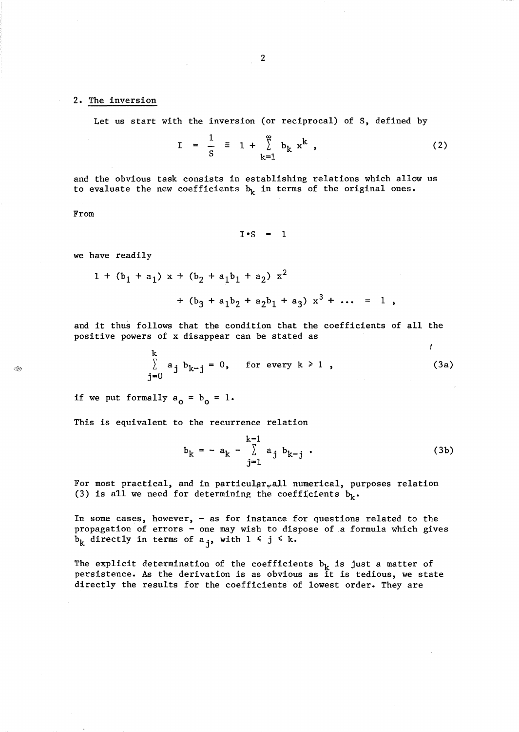## 2. The inversion

Let us start with the inversion (or reciprocal) of S, defined by

$$I = \frac{1}{S} \equiv 1 + \sum_{k=1}^{\infty} b_k x^k , \tag{2}$$

and the obvious task consists in establishing relations which allow us to evaluate the new coefficients $b_k$ in terms of the original ones.

From

$$I \cdot S = 1$$

we have readily

$$1 + (b_1 + a_1)\, x + (b_2 + a_1 b_1 + a_2)\, x^2$$

$$+ (b_3 + a_1 b_2 + a_2 b_1 + a_3)\, x^3 + \ldots = 1 ,$$

and it thus follows that the condition that the coefficients of all the positive powers of x disappear can be stated as

$$\sum_{j=0}^{k} a_j\, b_{k-j} = 0, \quad \text{for every } k \geqslant 1 , \tag{3a}$$

if we put formally $a_o = b_o = 1$.

This is equivalent to the recurrence relation

$$b_k = -\, a_k - \sum_{j=1}^{k-1} a_j\, b_{k-j} . \tag{3b}$$

For most practical, and in particular all numerical, purposes relation (3) is all we need for determining the coefficients $b_k$.

In some cases, however, – as for instance for questions related to the propagation of errors – one may wish to dispose of a formula which gives $b_k$ directly in terms of $a_j$, with $1 \leqslant j \leqslant k$.

The explicit determination of the coefficients $b_k$ is just a matter of persistence. As the derivation is as obvious as it is tedious, we state directly the results for the coefficients of lowest order. They are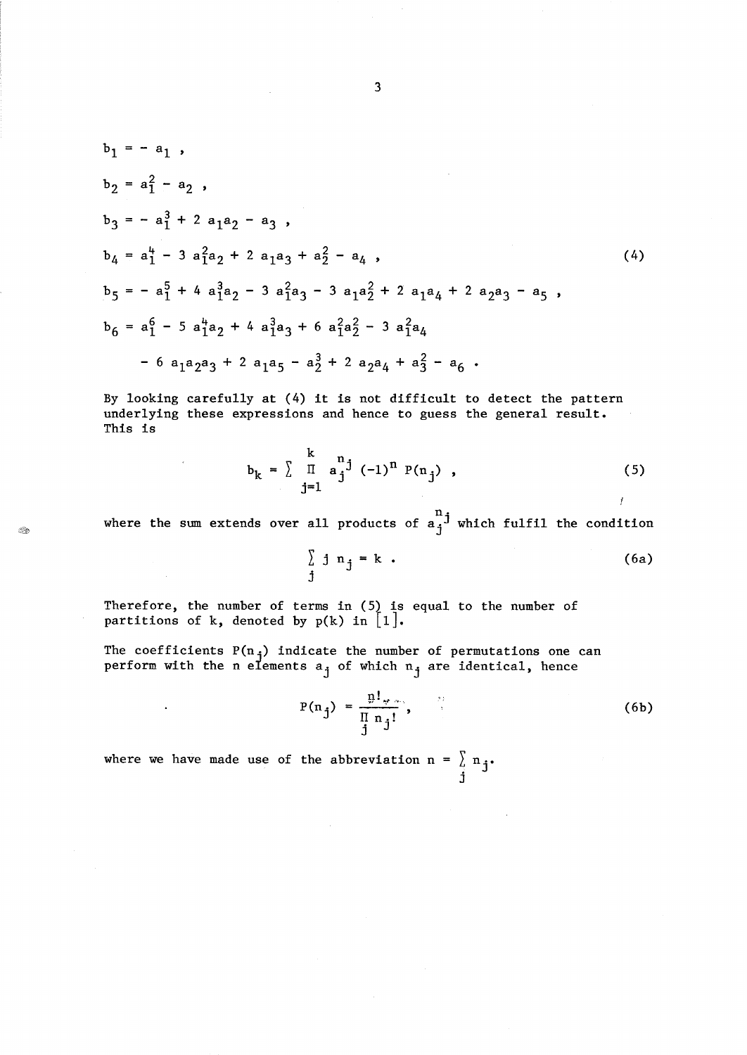$$
\begin{aligned}
b_1 &= - a_1 \ , \\
b_2 &= a_1^2 - a_2 \ , \\
b_3 &= - a_1^3 + 2\, a_1 a_2 - a_3 \ , \\
b_4 &= a_1^4 - 3\, a_1^2 a_2 + 2\, a_1 a_3 + a_2^2 - a_4 \ , \\
b_5 &= - a_1^5 + 4\, a_1^3 a_2 - 3\, a_1^2 a_3 - 3\, a_1 a_2^2 + 2\, a_1 a_4 + 2\, a_2 a_3 - a_5 \ , \\
b_6 &= a_1^6 - 5\, a_1^4 a_2 + 4\, a_1^3 a_3 + 6\, a_1^2 a_2^2 - 3\, a_1^2 a_4 \\
&\quad - 6\, a_1 a_2 a_3 + 2\, a_1 a_5 - a_2^3 + 2\, a_2 a_4 + a_3^2 - a_6 \ .
\end{aligned}
\tag{4}
$$

By looking carefully at (4) it is not difficult to detect the pattern underlying these expressions and hence to guess the general result. This is

$$
b_k = \sum \prod_{j=1}^{k} a_j^{n_j} \, (-1)^n \, P(n_j) \ , \tag{5}
$$

where the sum extends over all products of $a_j^{n_j}$ which fulfil the condition

$$
\sum_j j \, n_j = k \ . \tag{6a}
$$

Therefore, the number of terms in (5) is equal to the number of partitions of k, denoted by p(k) in [1].

The coefficients $P(n_j)$ indicate the number of permutations one can perform with the n elements $a_j$ of which $n_j$ are identical, hence

$$
P(n_j) = \frac{n!}{\prod_j n_j!} \ , \tag{6b}
$$

where we have made use of the abbreviation $n = \sum_j n_j$.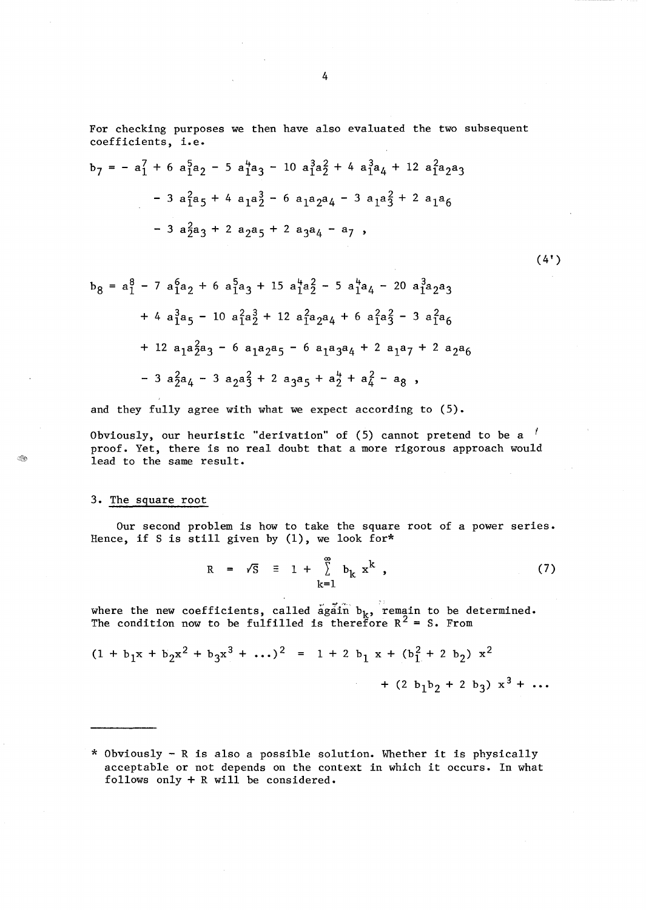For checking purposes we then have also evaluated the two subsequent coefficients, i.e.

$$
\begin{aligned}
b_7 = & - a_1^7 + 6\ a_1^5 a_2 - 5\ a_1^4 a_3 - 10\ a_1^3 a_2^2 + 4\ a_1^3 a_4 + 12\ a_1^2 a_2 a_3 \\
& - 3\ a_1^2 a_5 + 4\ a_1 a_2^3 - 6\ a_1 a_2 a_4 - 3\ a_1 a_3^2 + 2\ a_1 a_6 \\
& - 3\ a_2^2 a_3 + 2\ a_2 a_5 + 2\ a_3 a_4 - a_7\ ,
\end{aligned}
$$

$$(4')$$

$$
\begin{aligned}
b_8 = & \ a_1^8 - 7\ a_1^6 a_2 + 6\ a_1^5 a_3 + 15\ a_1^4 a_2^2 - 5\ a_1^4 a_4 - 20\ a_1^3 a_2 a_3 \\
& + 4\ a_1^3 a_5 - 10\ a_1^2 a_2^3 + 12\ a_1^2 a_2 a_4 + 6\ a_1^2 a_3^2 - 3\ a_1^2 a_6 \\
& + 12\ a_1 a_2^2 a_3 - 6\ a_1 a_2 a_5 - 6\ a_1 a_3 a_4 + 2\ a_1 a_7 + 2\ a_2 a_6 \\
& - 3\ a_2^2 a_4 - 3\ a_2 a_3^2 + 2\ a_3 a_5 + a_2^4 + a_4^2 - a_8\ ,
\end{aligned}
$$

and they fully agree with what we expect according to (5).

Obviously, our heuristic "derivation" of (5) cannot pretend to be a proof. Yet, there is no real doubt that a more rigorous approach would lead to the same result.

## 3. The square root

Our second problem is how to take the square root of a power series. Hence, if S is still given by (1), we look for*

$$R = \sqrt{S} \equiv 1 + \sum_{k=1}^{\infty} b_k\, x^k\ , \tag{7}$$

where the new coefficients, called again $b_k$, remain to be determined. The condition now to be fulfilled is therefore $R^2 = S$. From

$$
\begin{aligned}
(1 + b_1 x + b_2 x^2 + b_3 x^3 + \ldots)^2 = & \ 1 + 2\ b_1\ x + (b_1^2 + 2\ b_2)\ x^2 \\
& + (2\ b_1 b_2 + 2\ b_3)\ x^3 + \ldots
\end{aligned}
$$

---

* Obviously $-$ R is also a possible solution. Whether it is physically acceptable or not depends on the context in which it occurs. In what follows only + R will be considered.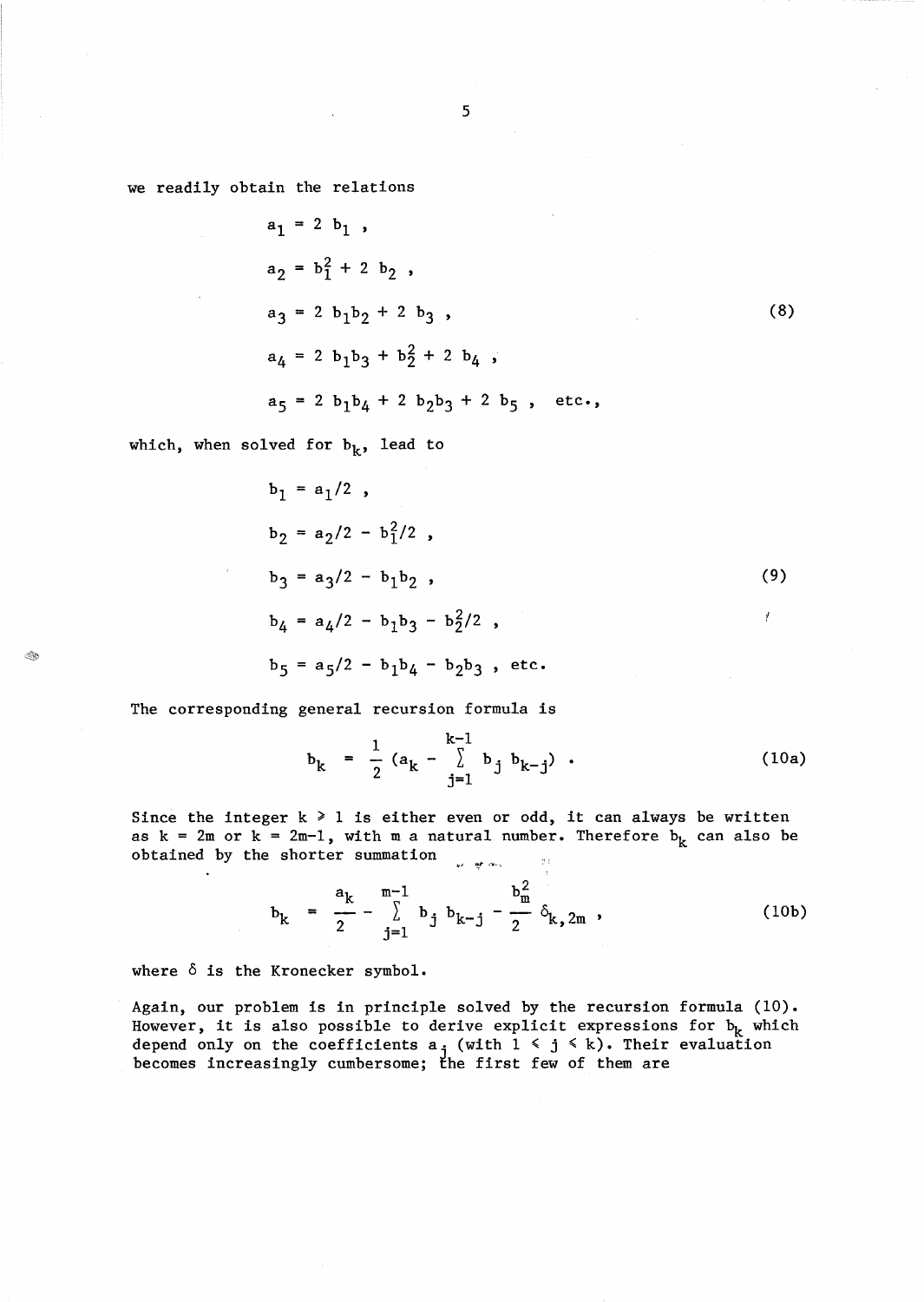we readily obtain the relations

$$
\begin{aligned}
a_1 &= 2\ b_1\ , \\
a_2 &= b_1^2 + 2\ b_2\ , \\
a_3 &= 2\ b_1 b_2 + 2\ b_3\ , \\
a_4 &= 2\ b_1 b_3 + b_2^2 + 2\ b_4\ , \\
a_5 &= 2\ b_1 b_4 + 2\ b_2 b_3 + 2\ b_5\ , \quad \text{etc.},
\end{aligned}
\tag{8}
$$

which, when solved for $b_k$, lead to

$$
\begin{aligned}
b_1 &= a_1/2\ , \\
b_2 &= a_2/2 - b_1^2/2\ , \\
b_3 &= a_3/2 - b_1 b_2\ , \\
b_4 &= a_4/2 - b_1 b_3 - b_2^2/2\ , \\
b_5 &= a_5/2 - b_1 b_4 - b_2 b_3\ , \ \text{etc.}
\end{aligned}
\tag{9}
$$

The corresponding general recursion formula is

$$
b_k = \frac{1}{2} \left(a_k - \sum_{j=1}^{k-1} b_j\, b_{k-j}\right) . \tag{10a}
$$

Since the integer $k \geq 1$ is either even or odd, it can always be written as $k = 2m$ or $k = 2m-1$, with m a natural number. Therefore $b_k$ can also be obtained by the shorter summation

$$
b_k = \frac{a_k}{2} - \sum_{j=1}^{m-1} b_j\, b_{k-j} - \frac{b_m^2}{2}\, \delta_{k,2m}\ , \tag{10b}
$$

where $\delta$ is the Kronecker symbol.

Again, our problem is in principle solved by the recursion formula (10). However, it is also possible to derive explicit expressions for $b_k$ which depend only on the coefficients $a_j$ (with $1 \leq j \leq k$). Their evaluation becomes increasingly cumbersome; the first few of them are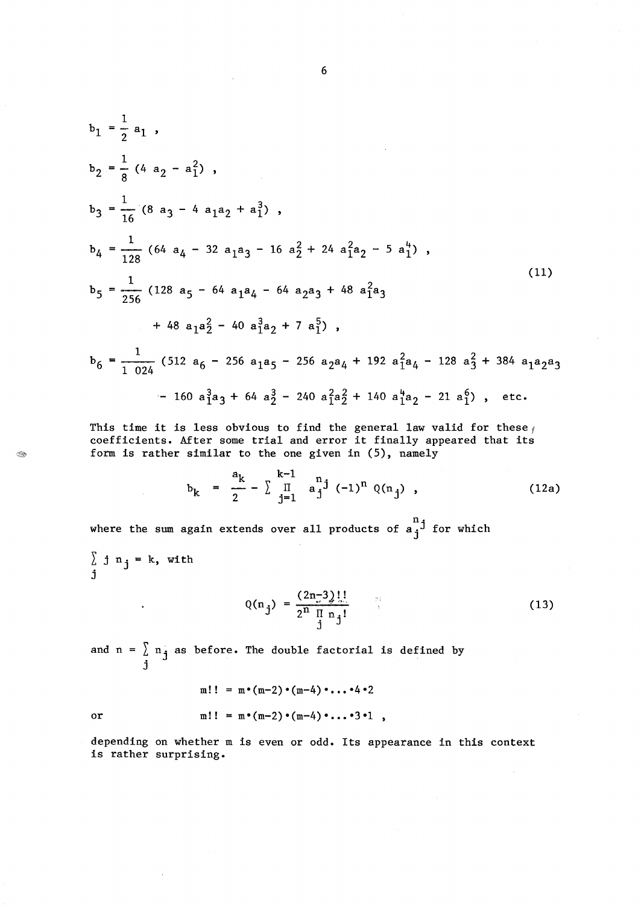$$
\begin{aligned}
b_1 &= \frac{1}{2} a_1 , \\
b_2 &= \frac{1}{8} (4 a_2 - a_1^2) , \\
b_3 &= \frac{1}{16} (8 a_3 - 4 a_1 a_2 + a_1^3) , \\
b_4 &= \frac{1}{128} (64 a_4 - 32 a_1 a_3 - 16 a_2^2 + 24 a_1^2 a_2 - 5 a_1^4) , \\
b_5 &= \frac{1}{256} (128 a_5 - 64 a_1 a_4 - 64 a_2 a_3 + 48 a_1^2 a_3 \\
&\qquad + 48 a_1 a_2^2 - 40 a_1^3 a_2 + 7 a_1^5) , \\
b_6 &= \frac{1}{1\,024} (512 a_6 - 256 a_1 a_5 - 256 a_2 a_4 + 192 a_1^2 a_4 - 128 a_3^2 + 384 a_1 a_2 a_3 \\
&\qquad - 160 a_1^3 a_3 + 64 a_2^3 - 240 a_1^2 a_2^2 + 140 a_1^4 a_2 - 21 a_1^6) , \quad \text{etc.}
\end{aligned}
\tag{11}
$$

This time it is less obvious to find the general law valid for these coefficients. After some trial and error it finally appeared that its form is rather similar to the one given in (5), namely

$$
b_k = \frac{a_k}{2} - \sum \prod_{j=1}^{k-1} a_j^{n_j} (-1)^n Q(n_j) , \tag{12a}
$$

where the sum again extends over all products of $a_j^{n_j}$ for which $\sum_j j\, n_j = k$, with

$$
Q(n_j) = \frac{(2n-3)!!}{2^n \prod_j n_j!} \tag{13}
$$

and $n = \sum_j n_j$ as before. The double factorial is defined by

$$
m!! = m \cdot (m-2) \cdot (m-4) \cdot \ldots \cdot 4 \cdot 2
$$

or

$$
m!! = m \cdot (m-2) \cdot (m-4) \cdot \ldots \cdot 3 \cdot 1 ,
$$

depending on whether m is even or odd. Its appearance in this context is rather surprising.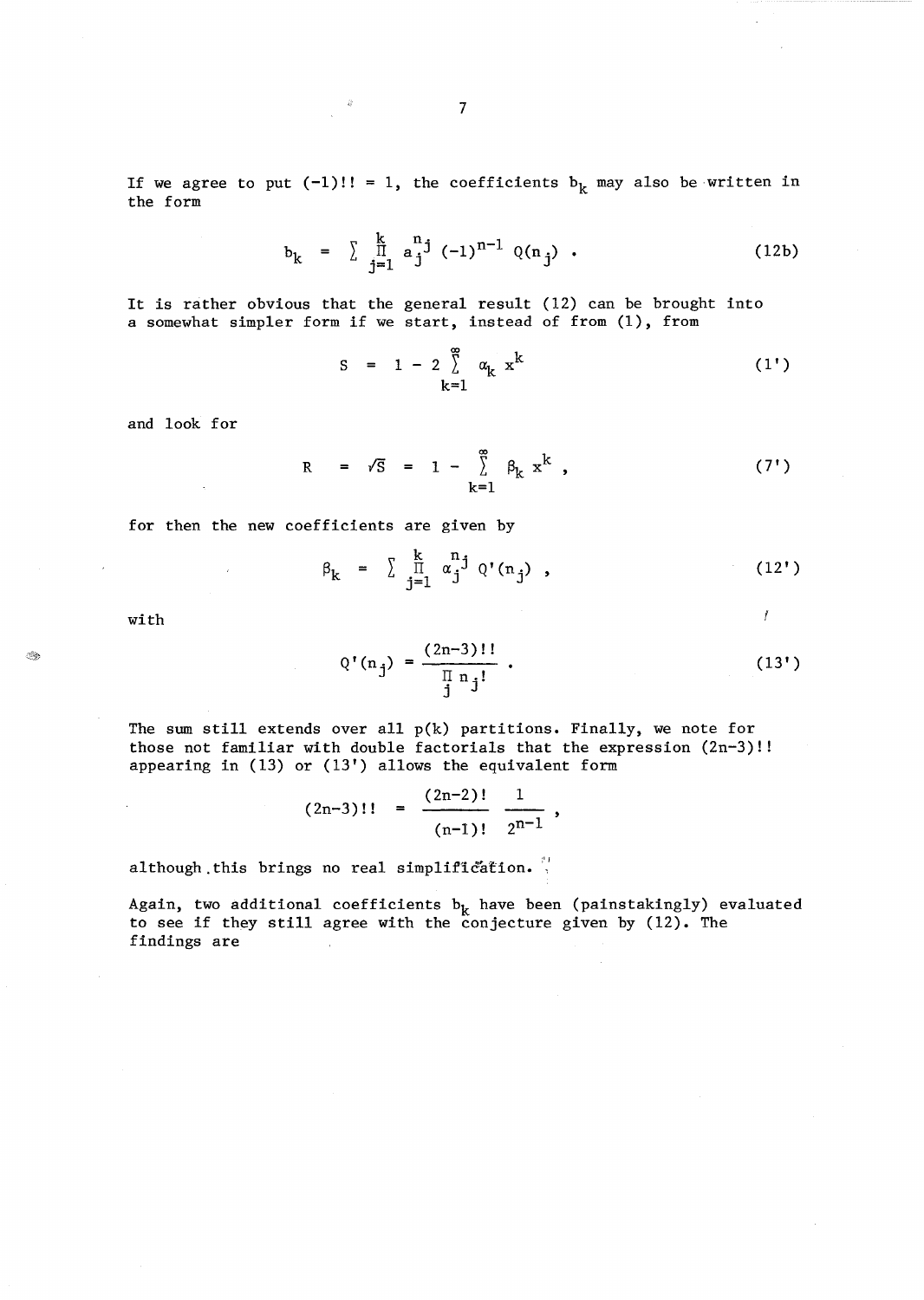If we agree to put $(-1)!! = 1$, the coefficients $b_k$ may also be written in the form

$$b_k = \sum \prod_{j=1}^{k} a_j^{n_j} (-1)^{n-1} Q(n_j) . \tag{12b}$$

It is rather obvious that the general result (12) can be brought into a somewhat simpler form if we start, instead of from (1), from

$$S = 1 - 2 \sum_{k=1}^{\infty} \alpha_k x^k \tag{1'}$$

and look for

$$R = \sqrt{S} = 1 - \sum_{k=1}^{\infty} \beta_k x^k , \tag{7'}$$

for then the new coefficients are given by

$$\beta_k = \sum \prod_{j=1}^{k} \alpha_j^{n_j} Q'(n_j) , \tag{12'}$$

with

$$Q'(n_j) = \frac{(2n-3)!!}{\prod_j n_j!} . \tag{13'}$$

The sum still extends over all $p(k)$ partitions. Finally, we note for those not familiar with double factorials that the expression $(2n-3)!!$ appearing in (13) or (13') allows the equivalent form

$$(2n-3)!! = \frac{(2n-2)!}{(n-1)!} \frac{1}{2^{n-1}} ,$$

although this brings no real simplification.

Again, two additional coefficients $b_k$ have been (painstakingly) evaluated to see if they still agree with the conjecture given by (12). The findings are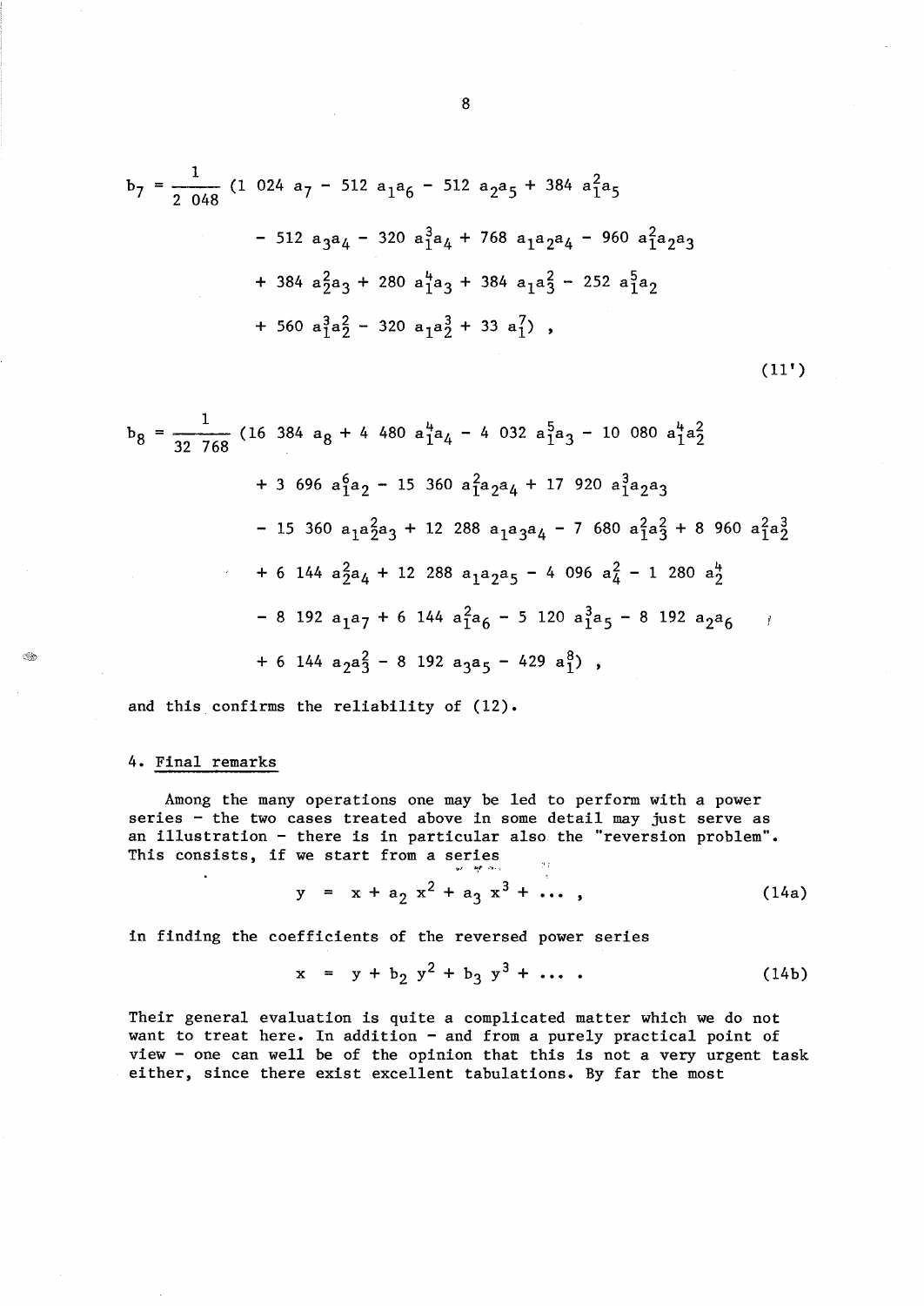$$b_7 = \frac{1}{2\ 048}\ (1\ 024\ a_7 - 512\ a_1a_6 - 512\ a_2a_5 + 384\ a_1^2a_5$$

$$- 512\ a_3a_4 - 320\ a_1^3a_4 + 768\ a_1a_2a_4 - 960\ a_1^2a_2a_3$$

$$+ 384\ a_2^2a_3 + 280\ a_1^4a_3 + 384\ a_1a_3^2 - 252\ a_1^5a_2$$

$$+ 560\ a_1^3a_2^2 - 320\ a_1a_2^3 + 33\ a_1^7)\ ,$$

(11')

$$b_8 = \frac{1}{32\ 768}\ (16\ 384\ a_8 + 4\ 480\ a_1^4a_4 - 4\ 032\ a_1^5a_3 - 10\ 080\ a_1^4a_2^2$$

$$+ 3\ 696\ a_1^6a_2 - 15\ 360\ a_1^2a_2a_4 + 17\ 920\ a_1^3a_2a_3$$

$$- 15\ 360\ a_1a_2^2a_3 + 12\ 288\ a_1a_3a_4 - 7\ 680\ a_1^2a_3^2 + 8\ 960\ a_1^2a_2^3$$

$$+ 6\ 144\ a_2^2a_4 + 12\ 288\ a_1a_2a_5 - 4\ 096\ a_4^2 - 1\ 280\ a_2^4$$

$$- 8\ 192\ a_1a_7 + 6\ 144\ a_1^2a_6 - 5\ 120\ a_1^3a_5 - 8\ 192\ a_2a_6$$

$$+ 6\ 144\ a_2a_3^2 - 8\ 192\ a_3a_5 - 429\ a_1^8)\ ,$$

and this confirms the reliability of (12).

## 4. Final remarks

Among the many operations one may be led to perform with a power series – the two cases treated above in some detail may just serve as an illustration – there is in particular also the "reversion problem". This consists, if we start from a series

$$y = x + a_2\ x^2 + a_3\ x^3 + \dots\ , \tag{14a}$$

in finding the coefficients of the reversed power series

$$x = y + b_2\ y^2 + b_3\ y^3 + \dots\ . \tag{14b}$$

Their general evaluation is quite a complicated matter which we do not want to treat here. In addition – and from a purely practical point of view – one can well be of the opinion that this is not a very urgent task either, since there exist excellent tabulations. By far the most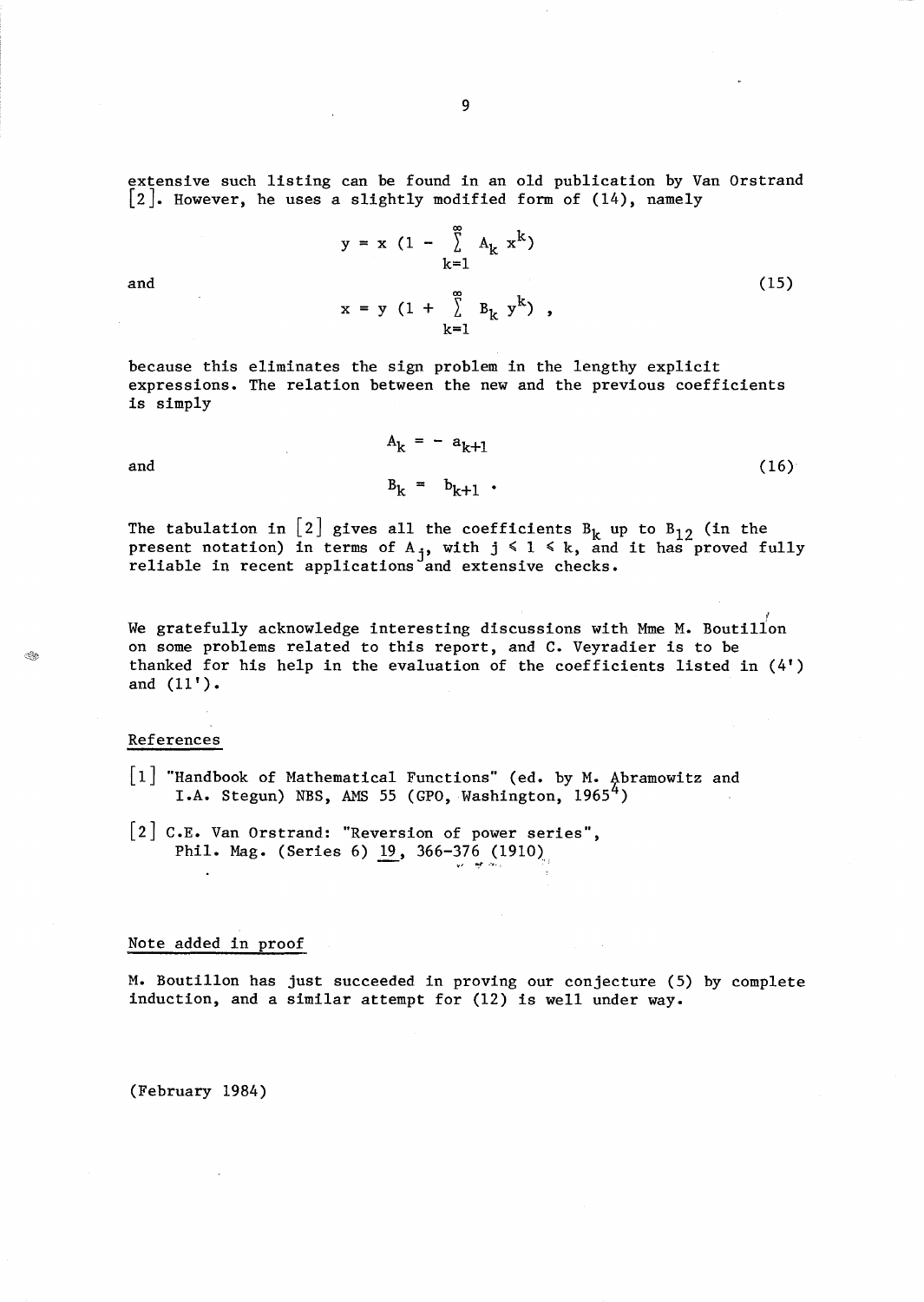extensive such listing can be found in an old publication by Van Orstrand [2]. However, he uses a slightly modified form of (14), namely

$$y = x\left(1 - \sum_{k=1}^{\infty} A_k x^k\right)$$

and (15)

$$x = y\left(1 + \sum_{k=1}^{\infty} B_k y^k\right) ,$$

because this eliminates the sign problem in the lengthy explicit expressions. The relation between the new and the previous coefficients is simply

$$A_k = - a_{k+1}$$

and (16)

$$B_k = b_{k+1} .$$

The tabulation in [2] gives all the coefficients $B_k$ up to $B_{12}$ (in the present notation) in terms of $A_j$, with $j \leq 1 \leq k$, and it has proved fully reliable in recent applications and extensive checks.

We gratefully acknowledge interesting discussions with Mme M. Boutillon on some problems related to this report, and C. Veyradier is to be thanked for his help in the evaluation of the coefficients listed in (4') and (11').

## References

[1] "Handbook of Mathematical Functions" (ed. by M. Abramowitz and I.A. Stegun) NBS, AMS 55 (GPO, Washington, 1965[4])

[2] C.E. Van Orstrand: "Reversion of power series", Phil. Mag. (Series 6) 19, 366-376 (1910)

## Note added in proof

M. Boutillon has just succeeded in proving our conjecture (5) by complete induction, and a similar attempt for (12) is well under way.

(February 1984)